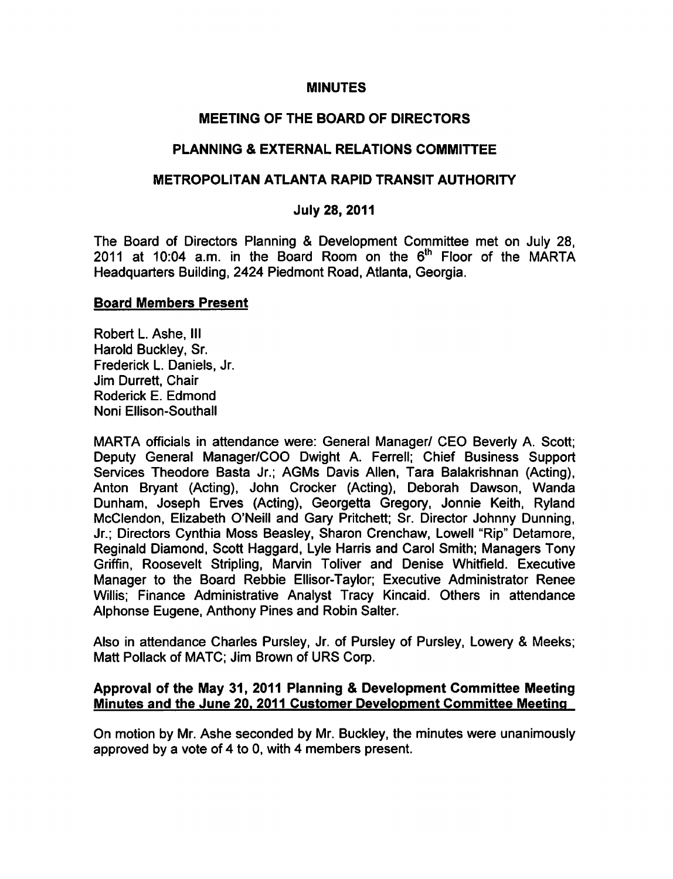# MINUTES

## MEETING OF THE BOARD OF DIRECTORS

## PLANNING & EXTERNAL RELATIONS COMMITTEE

## METROPOLITAN ATLANTA RAPID TRANSIT AUTHORITY

### July 28, 2011

The Board of Directors Planning & Development Committee met on July 28, 2011 at 10:04 a.m. in the Board Room on the 6th Floor of the MARTA Headquarters Building, 2424 Piedmont Road, Atlanta, Georgia.

**Board Members Present**

Robert L. Ashe, III
Harold Buckley, Sr.
Frederick L. Daniels, Jr.
Jim Durrett, Chair
Roderick E. Edmond
Noni Ellison-Southall

MARTA officials in attendance were: General Manager/ CEO Beverly A. Scott; Deputy General Manager/COO Dwight A. Ferrell; Chief Business Support Services Theodore Basta Jr.; AGMs Davis Allen, Tara Balakrishnan (Acting), Anton Bryant (Acting), John Crocker (Acting), Deborah Dawson, Wanda Dunham, Joseph Erves (Acting), Georgetta Gregory, Jonnie Keith, Ryland McClendon, Elizabeth O'Neill and Gary Pritchett; Sr. Director Johnny Dunning, Jr.; Directors Cynthia Moss Beasley, Sharon Crenchaw, Lowell "Rip" Detamore, Reginald Diamond, Scott Haggard, Lyle Harris and Carol Smith; Managers Tony Griffin, Roosevelt Stripling, Marvin Toliver and Denise Whitfield. Executive Manager to the Board Rebbie Ellisor-Taylor; Executive Administrator Renee Willis; Finance Administrative Analyst Tracy Kincaid. Others in attendance Alphonse Eugene, Anthony Pines and Robin Salter.

Also in attendance Charles Pursley, Jr. of Pursley of Pursley, Lowery & Meeks; Matt Pollack of MATC; Jim Brown of URS Corp.

**Approval of the May 31, 2011 Planning & Development Committee Meeting Minutes and the June 20, 2011 Customer Development Committee Meeting**

On motion by Mr. Ashe seconded by Mr. Buckley, the minutes were unanimously approved by a vote of 4 to 0, with 4 members present.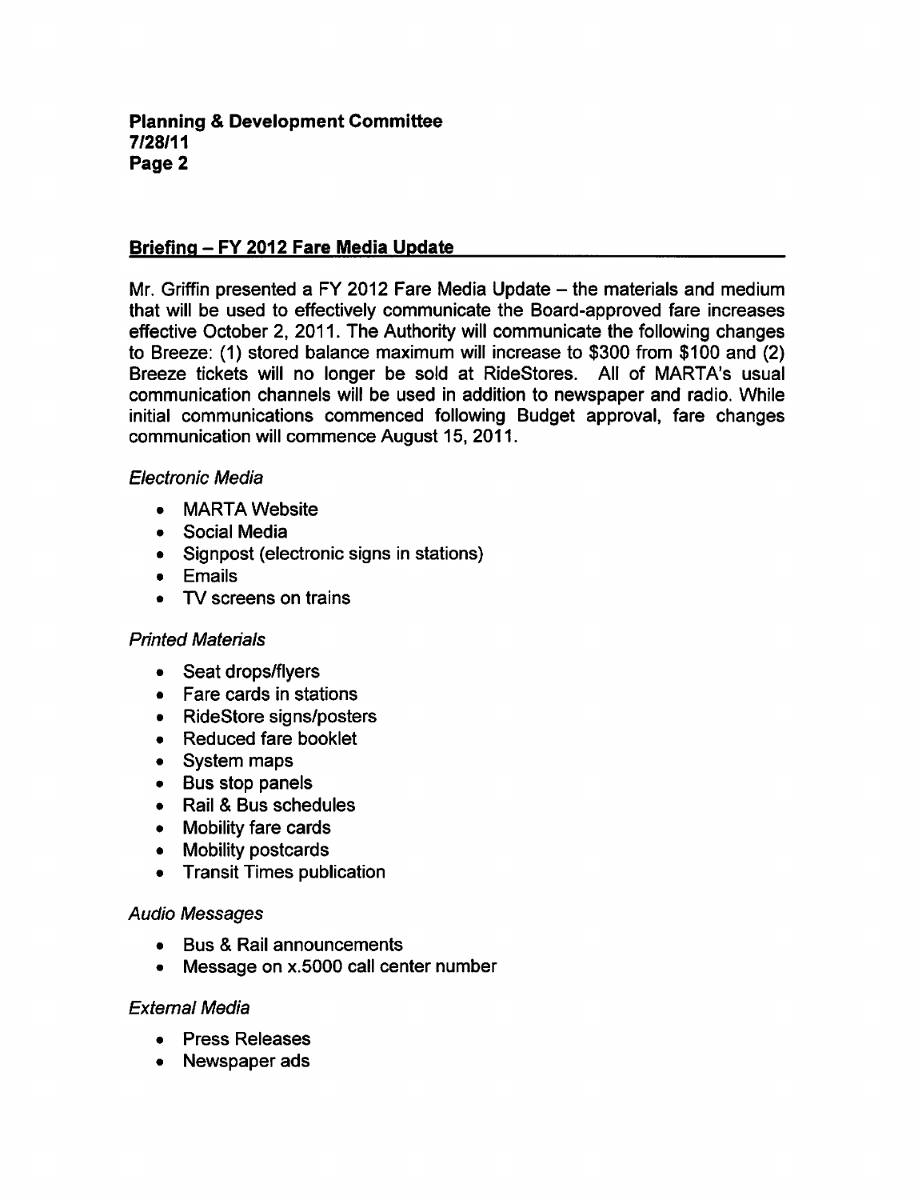## Briefing – FY 2012 Fare Media Update

Mr. Griffin presented a FY 2012 Fare Media Update – the materials and medium that will be used to effectively communicate the Board-approved fare increases effective October 2, 2011. The Authority will communicate the following changes to Breeze: (1) stored balance maximum will increase to $300 from $100 and (2) Breeze tickets will no longer be sold at RideStores. All of MARTA's usual communication channels will be used in addition to newspaper and radio. While initial communications commenced following Budget approval, fare changes communication will commence August 15, 2011.

*Electronic Media*

- MARTA Website
- Social Media
- Signpost (electronic signs in stations)
- Emails
- TV screens on trains

*Printed Materials*

- Seat drops/flyers
- Fare cards in stations
- RideStore signs/posters
- Reduced fare booklet
- System maps
- Bus stop panels
- Rail & Bus schedules
- Mobility fare cards
- Mobility postcards
- Transit Times publication

*Audio Messages*

- Bus & Rail announcements
- Message on x.5000 call center number

*External Media*

- Press Releases
- Newspaper ads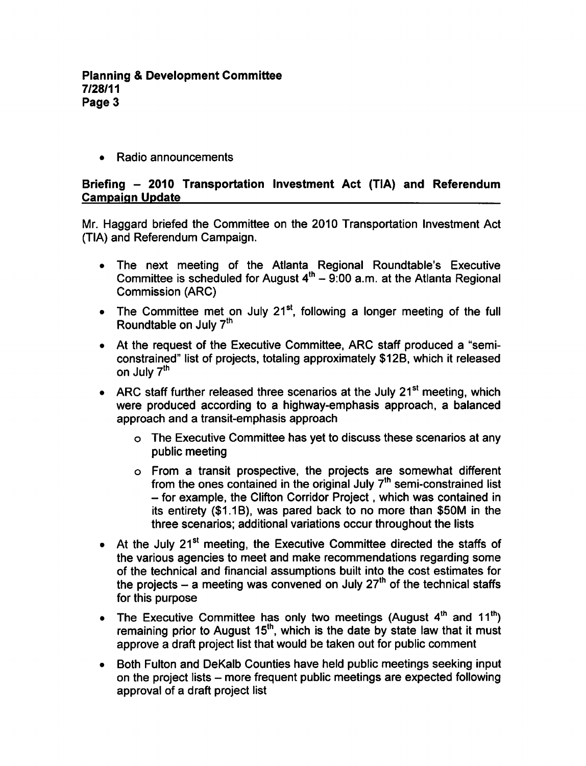- Radio announcements

**Briefing – 2010 Transportation Investment Act (TIA) and Referendum Campaign Update**

Mr. Haggard briefed the Committee on the 2010 Transportation Investment Act (TIA) and Referendum Campaign.

- The next meeting of the Atlanta Regional Roundtable's Executive Committee is scheduled for August 4th – 9:00 a.m. at the Atlanta Regional Commission (ARC)
- The Committee met on July 21st, following a longer meeting of the full Roundtable on July 7th
- At the request of the Executive Committee, ARC staff produced a "semi-constrained" list of projects, totaling approximately $12B, which it released on July 7th
- ARC staff further released three scenarios at the July 21st meeting, which were produced according to a highway-emphasis approach, a balanced approach and a transit-emphasis approach
  - The Executive Committee has yet to discuss these scenarios at any public meeting
  - From a transit prospective, the projects are somewhat different from the ones contained in the original July 7th semi-constrained list – for example, the Clifton Corridor Project , which was contained in its entirety ($1.1B), was pared back to no more than $50M in the three scenarios; additional variations occur throughout the lists
- At the July 21st meeting, the Executive Committee directed the staffs of the various agencies to meet and make recommendations regarding some of the technical and financial assumptions built into the cost estimates for the projects – a meeting was convened on July 27th of the technical staffs for this purpose
- The Executive Committee has only two meetings (August 4th and 11th) remaining prior to August 15th, which is the date by state law that it must approve a draft project list that would be taken out for public comment
- Both Fulton and DeKalb Counties have held public meetings seeking input on the project lists – more frequent public meetings are expected following approval of a draft project list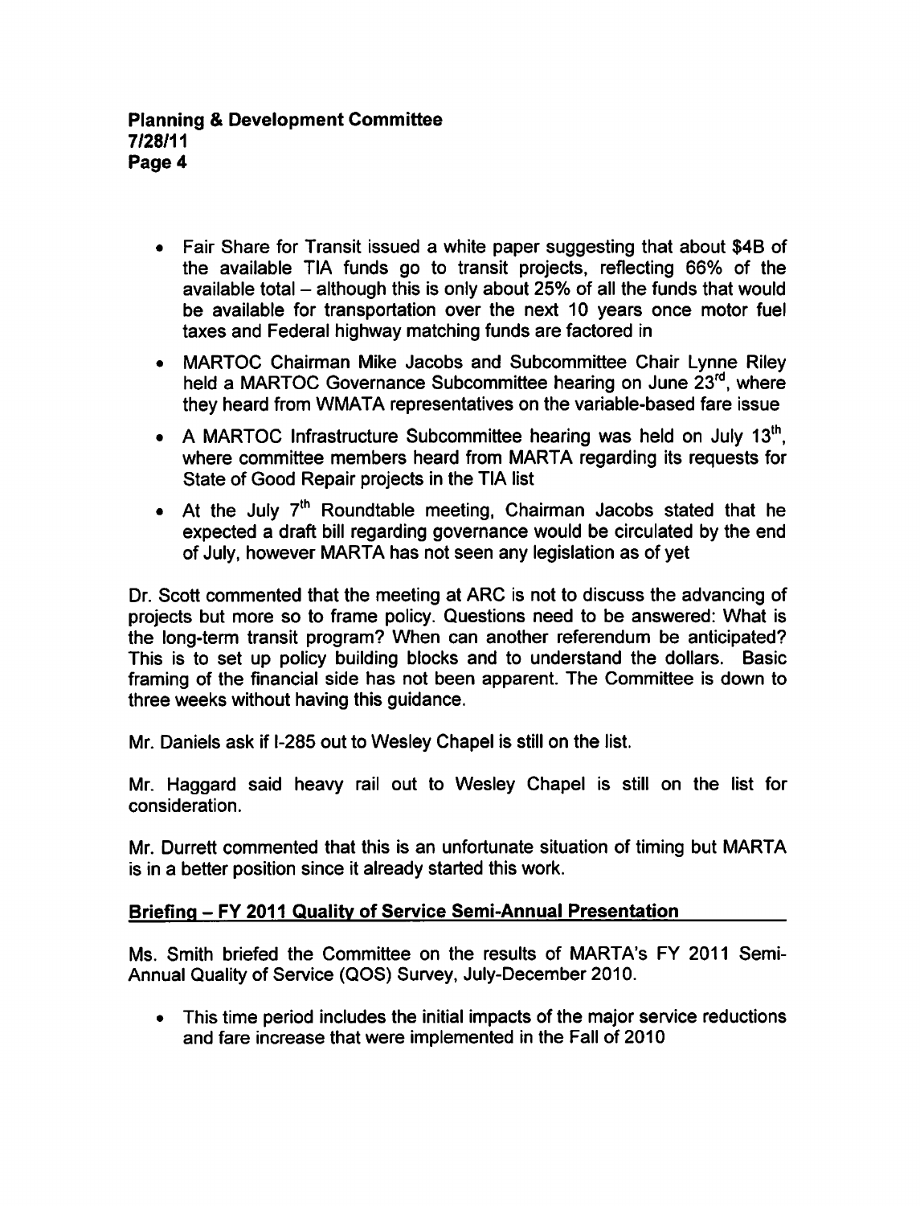- Fair Share for Transit issued a white paper suggesting that about $4B of the available TIA funds go to transit projects, reflecting 66% of the available total – although this is only about 25% of all the funds that would be available for transportation over the next 10 years once motor fuel taxes and Federal highway matching funds are factored in
- MARTOC Chairman Mike Jacobs and Subcommittee Chair Lynne Riley held a MARTOC Governance Subcommittee hearing on June 23rd, where they heard from WMATA representatives on the variable-based fare issue
- A MARTOC Infrastructure Subcommittee hearing was held on July 13th, where committee members heard from MARTA regarding its requests for State of Good Repair projects in the TIA list
- At the July 7th Roundtable meeting, Chairman Jacobs stated that he expected a draft bill regarding governance would be circulated by the end of July, however MARTA has not seen any legislation as of yet

Dr. Scott commented that the meeting at ARC is not to discuss the advancing of projects but more so to frame policy. Questions need to be answered: What is the long-term transit program? When can another referendum be anticipated? This is to set up policy building blocks and to understand the dollars. Basic framing of the financial side has not been apparent. The Committee is down to three weeks without having this guidance.

Mr. Daniels ask if I-285 out to Wesley Chapel is still on the list.

Mr. Haggard said heavy rail out to Wesley Chapel is still on the list for consideration.

Mr. Durrett commented that this is an unfortunate situation of timing but MARTA is in a better position since it already started this work.

## Briefing – FY 2011 Quality of Service Semi-Annual Presentation

Ms. Smith briefed the Committee on the results of MARTA's FY 2011 Semi-Annual Quality of Service (QOS) Survey, July-December 2010.

- This time period includes the initial impacts of the major service reductions and fare increase that were implemented in the Fall of 2010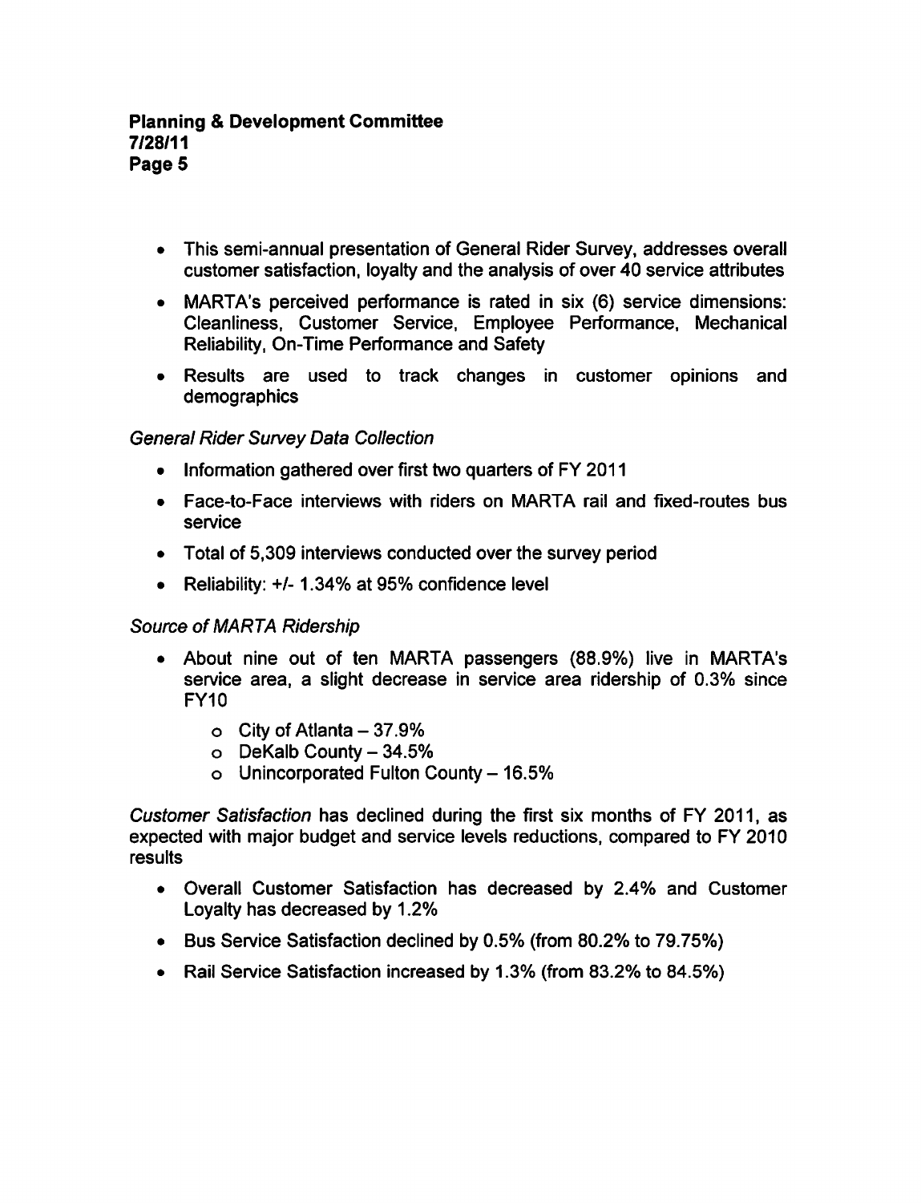- This semi-annual presentation of General Rider Survey, addresses overall customer satisfaction, loyalty and the analysis of over 40 service attributes
- MARTA's perceived performance is rated in six (6) service dimensions: Cleanliness, Customer Service, Employee Performance, Mechanical Reliability, On-Time Performance and Safety
- Results are used to track changes in customer opinions and demographics

*General Rider Survey Data Collection*

- Information gathered over first two quarters of FY 2011
- Face-to-Face interviews with riders on MARTA rail and fixed-routes bus service
- Total of 5,309 interviews conducted over the survey period
- Reliability: +/- 1.34% at 95% confidence level

*Source of MARTA Ridership*

- About nine out of ten MARTA passengers (88.9%) live in MARTA's service area, a slight decrease in service area ridership of 0.3% since FY10
  - City of Atlanta – 37.9%
  - DeKalb County – 34.5%
  - Unincorporated Fulton County – 16.5%

*Customer Satisfaction* has declined during the first six months of FY 2011, as expected with major budget and service levels reductions, compared to FY 2010 results

- Overall Customer Satisfaction has decreased by 2.4% and Customer Loyalty has decreased by 1.2%
- Bus Service Satisfaction declined by 0.5% (from 80.2% to 79.75%)
- Rail Service Satisfaction increased by 1.3% (from 83.2% to 84.5%)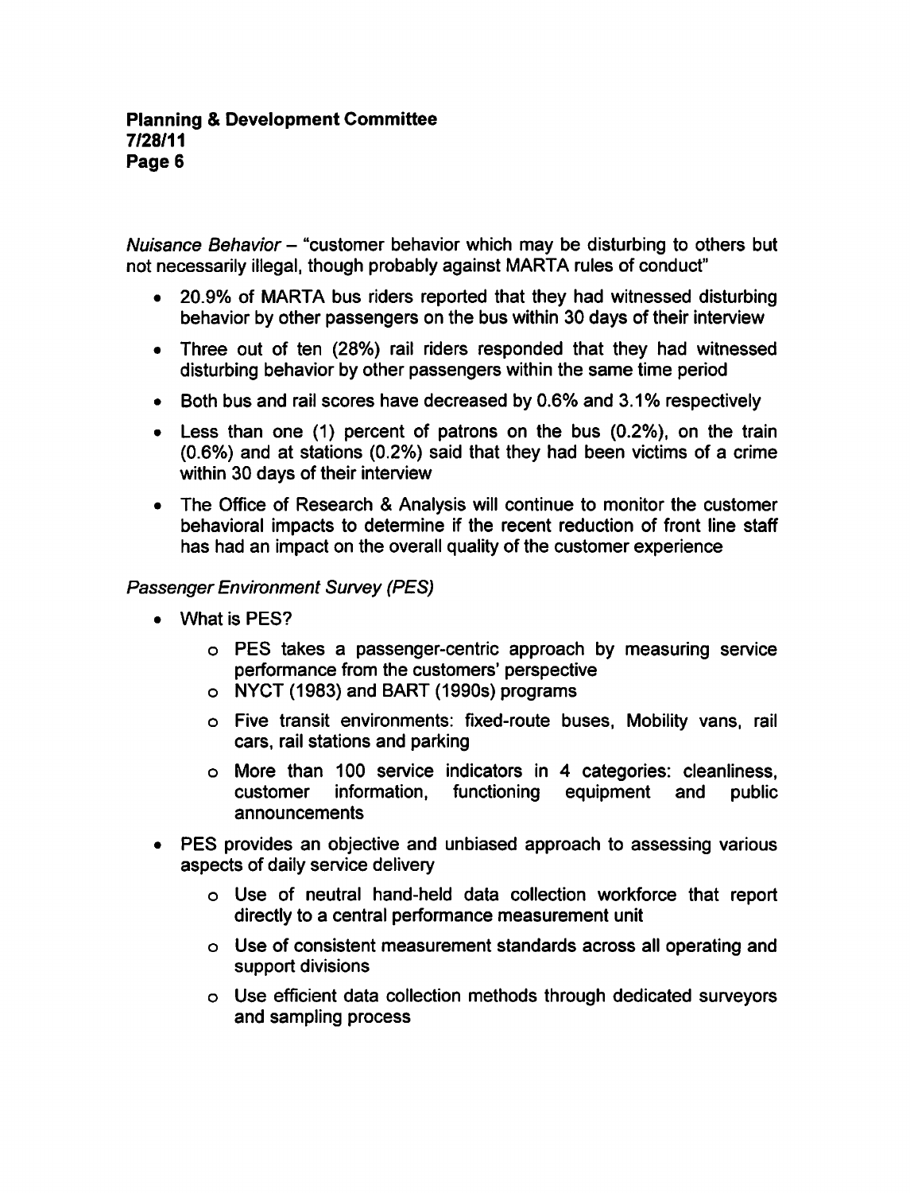*Nuisance Behavior* – "customer behavior which may be disturbing to others but not necessarily illegal, though probably against MARTA rules of conduct"

- 20.9% of MARTA bus riders reported that they had witnessed disturbing behavior by other passengers on the bus within 30 days of their interview
- Three out of ten (28%) rail riders responded that they had witnessed disturbing behavior by other passengers within the same time period
- Both bus and rail scores have decreased by 0.6% and 3.1% respectively
- Less than one (1) percent of patrons on the bus (0.2%), on the train (0.6%) and at stations (0.2%) said that they had been victims of a crime within 30 days of their interview
- The Office of Research & Analysis will continue to monitor the customer behavioral impacts to determine if the recent reduction of front line staff has had an impact on the overall quality of the customer experience

*Passenger Environment Survey (PES)*

- What is PES?
  - PES takes a passenger-centric approach by measuring service performance from the customers' perspective
  - NYCT (1983) and BART (1990s) programs
  - Five transit environments: fixed-route buses, Mobility vans, rail cars, rail stations and parking
  - More than 100 service indicators in 4 categories: cleanliness, customer information, functioning equipment and public announcements
- PES provides an objective and unbiased approach to assessing various aspects of daily service delivery
  - Use of neutral hand-held data collection workforce that report directly to a central performance measurement unit
  - Use of consistent measurement standards across all operating and support divisions
  - Use efficient data collection methods through dedicated surveyors and sampling process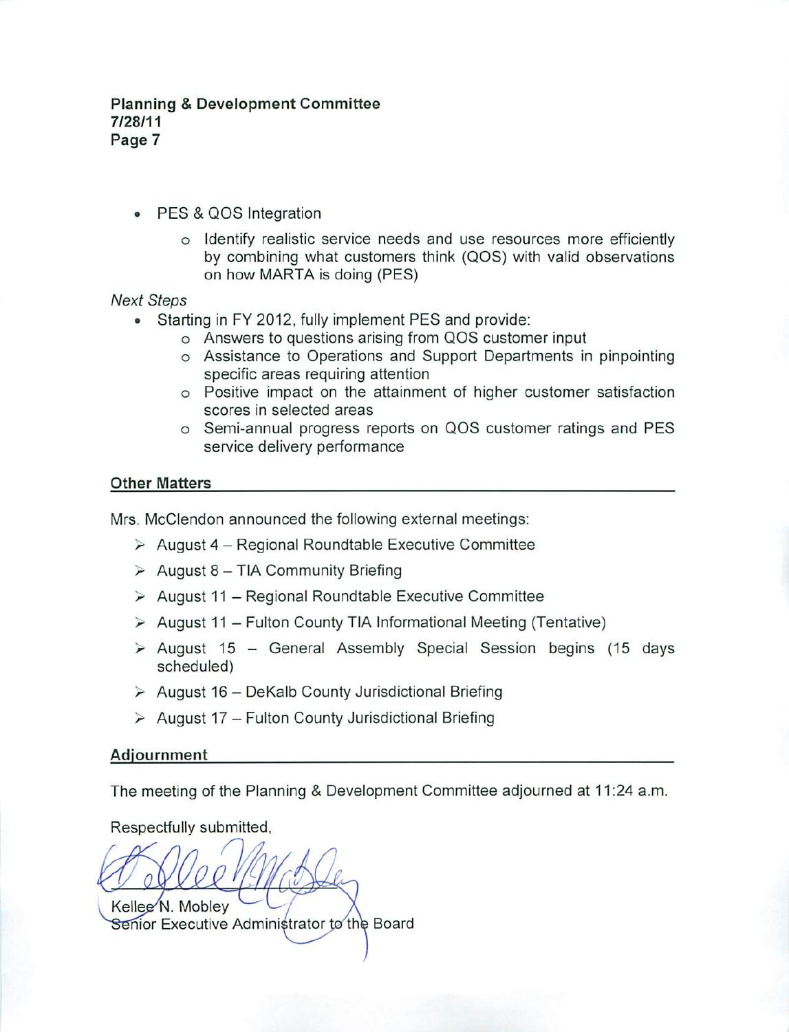- PES & QOS Integration
  - Identify realistic service needs and use resources more efficiently by combining what customers think (QOS) with valid observations on how MARTA is doing (PES)

*Next Steps*

- Starting in FY 2012, fully implement PES and provide:
  - Answers to questions arising from QOS customer input
  - Assistance to Operations and Support Departments in pinpointing specific areas requiring attention
  - Positive impact on the attainment of higher customer satisfaction scores in selected areas
  - Semi-annual progress reports on QOS customer ratings and PES service delivery performance

## Other Matters

Mrs. McClendon announced the following external meetings:

- August 4 – Regional Roundtable Executive Committee
- August 8 – TIA Community Briefing
- August 11 – Regional Roundtable Executive Committee
- August 11 – Fulton County TIA Informational Meeting (Tentative)
- August 15 – General Assembly Special Session begins (15 days scheduled)
- August 16 – DeKalb County Jurisdictional Briefing
- August 17 – Fulton County Jurisdictional Briefing

## Adjournment

The meeting of the Planning & Development Committee adjourned at 11:24 a.m.

Respectfully submitted,

Kellee N. Mobley
Senior Executive Administrator to the Board